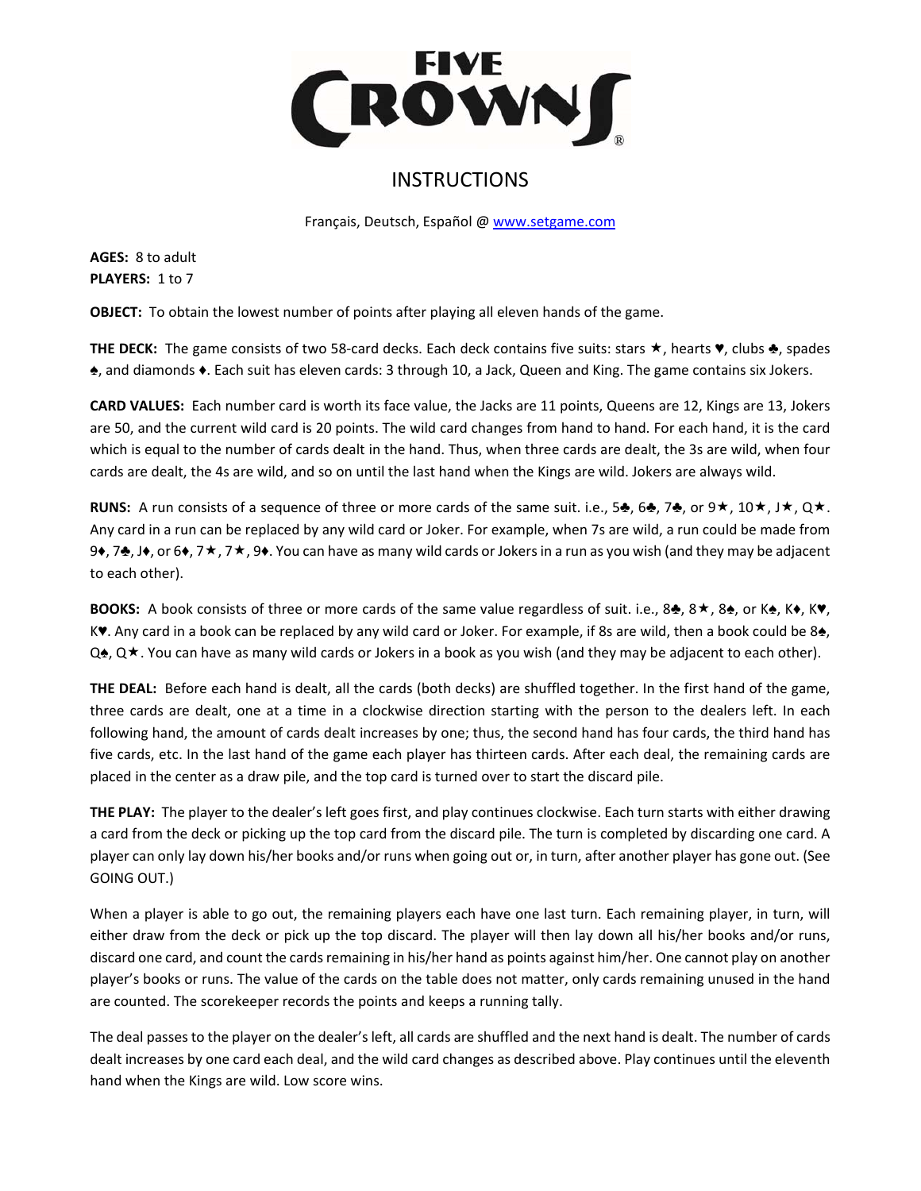# FIVE CROWNS®

## INSTRUCTIONS

Français, Deutsch, Español @ [www.setgame.com](http://www.setgame.com)

**AGES:** 8 to adult
**PLAYERS:** 1 to 7

**OBJECT:** To obtain the lowest number of points after playing all eleven hands of the game.

**THE DECK:** The game consists of two 58-card decks. Each deck contains five suits: stars ★, hearts ♥, clubs ♣, spades ♠, and diamonds ♦. Each suit has eleven cards: 3 through 10, a Jack, Queen and King. The game contains six Jokers.

**CARD VALUES:** Each number card is worth its face value, the Jacks are 11 points, Queens are 12, Kings are 13, Jokers are 50, and the current wild card is 20 points. The wild card changes from hand to hand. For each hand, it is the card which is equal to the number of cards dealt in the hand. Thus, when three cards are dealt, the 3s are wild, when four cards are dealt, the 4s are wild, and so on until the last hand when the Kings are wild. Jokers are always wild.

**RUNS:** A run consists of a sequence of three or more cards of the same suit. i.e., 5♣, 6♣, 7♣, or 9★, 10★, J★, Q★. Any card in a run can be replaced by any wild card or Joker. For example, when 7s are wild, a run could be made from 9♦, 7♣, J♦, or 6♦, 7★, 7★, 9♦. You can have as many wild cards or Jokers in a run as you wish (and they may be adjacent to each other).

**BOOKS:** A book consists of three or more cards of the same value regardless of suit. i.e., 8♣, 8★, 8♠, or K♠, K♦, K♥, K♥. Any card in a book can be replaced by any wild card or Joker. For example, if 8s are wild, then a book could be 8♠, Q♠, Q★. You can have as many wild cards or Jokers in a book as you wish (and they may be adjacent to each other).

**THE DEAL:** Before each hand is dealt, all the cards (both decks) are shuffled together. In the first hand of the game, three cards are dealt, one at a time in a clockwise direction starting with the person to the dealers left. In each following hand, the amount of cards dealt increases by one; thus, the second hand has four cards, the third hand has five cards, etc. In the last hand of the game each player has thirteen cards. After each deal, the remaining cards are placed in the center as a draw pile, and the top card is turned over to start the discard pile.

**THE PLAY:** The player to the dealer's left goes first, and play continues clockwise. Each turn starts with either drawing a card from the deck or picking up the top card from the discard pile. The turn is completed by discarding one card. A player can only lay down his/her books and/or runs when going out or, in turn, after another player has gone out. (See GOING OUT.)

When a player is able to go out, the remaining players each have one last turn. Each remaining player, in turn, will either draw from the deck or pick up the top discard. The player will then lay down all his/her books and/or runs, discard one card, and count the cards remaining in his/her hand as points against him/her. One cannot play on another player's books or runs. The value of the cards on the table does not matter, only cards remaining unused in the hand are counted. The scorekeeper records the points and keeps a running tally.

The deal passes to the player on the dealer's left, all cards are shuffled and the next hand is dealt. The number of cards dealt increases by one card each deal, and the wild card changes as described above. Play continues until the eleventh hand when the Kings are wild. Low score wins.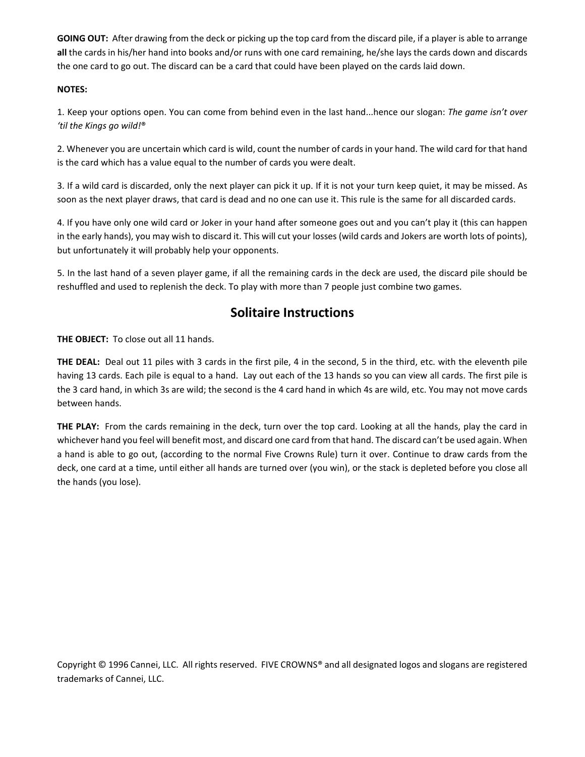**GOING OUT:** After drawing from the deck or picking up the top card from the discard pile, if a player is able to arrange **all** the cards in his/her hand into books and/or runs with one card remaining, he/she lays the cards down and discards the one card to go out. The discard can be a card that could have been played on the cards laid down.

**NOTES:**

1. Keep your options open. You can come from behind even in the last hand...hence our slogan: *The game isn't over 'til the Kings go wild!®*

2. Whenever you are uncertain which card is wild, count the number of cards in your hand. The wild card for that hand is the card which has a value equal to the number of cards you were dealt.

3. If a wild card is discarded, only the next player can pick it up. If it is not your turn keep quiet, it may be missed. As soon as the next player draws, that card is dead and no one can use it. This rule is the same for all discarded cards.

4. If you have only one wild card or Joker in your hand after someone goes out and you can't play it (this can happen in the early hands), you may wish to discard it. This will cut your losses (wild cards and Jokers are worth lots of points), but unfortunately it will probably help your opponents.

5. In the last hand of a seven player game, if all the remaining cards in the deck are used, the discard pile should be reshuffled and used to replenish the deck. To play with more than 7 people just combine two games.

## Solitaire Instructions

**THE OBJECT:** To close out all 11 hands.

**THE DEAL:** Deal out 11 piles with 3 cards in the first pile, 4 in the second, 5 in the third, etc. with the eleventh pile having 13 cards. Each pile is equal to a hand. Lay out each of the 13 hands so you can view all cards. The first pile is the 3 card hand, in which 3s are wild; the second is the 4 card hand in which 4s are wild, etc. You may not move cards between hands.

**THE PLAY:** From the cards remaining in the deck, turn over the top card. Looking at all the hands, play the card in whichever hand you feel will benefit most, and discard one card from that hand. The discard can't be used again. When a hand is able to go out, (according to the normal Five Crowns Rule) turn it over. Continue to draw cards from the deck, one card at a time, until either all hands are turned over (you win), or the stack is depleted before you close all the hands (you lose).

Copyright © 1996 Cannei, LLC. All rights reserved. FIVE CROWNS® and all designated logos and slogans are registered trademarks of Cannei, LLC.